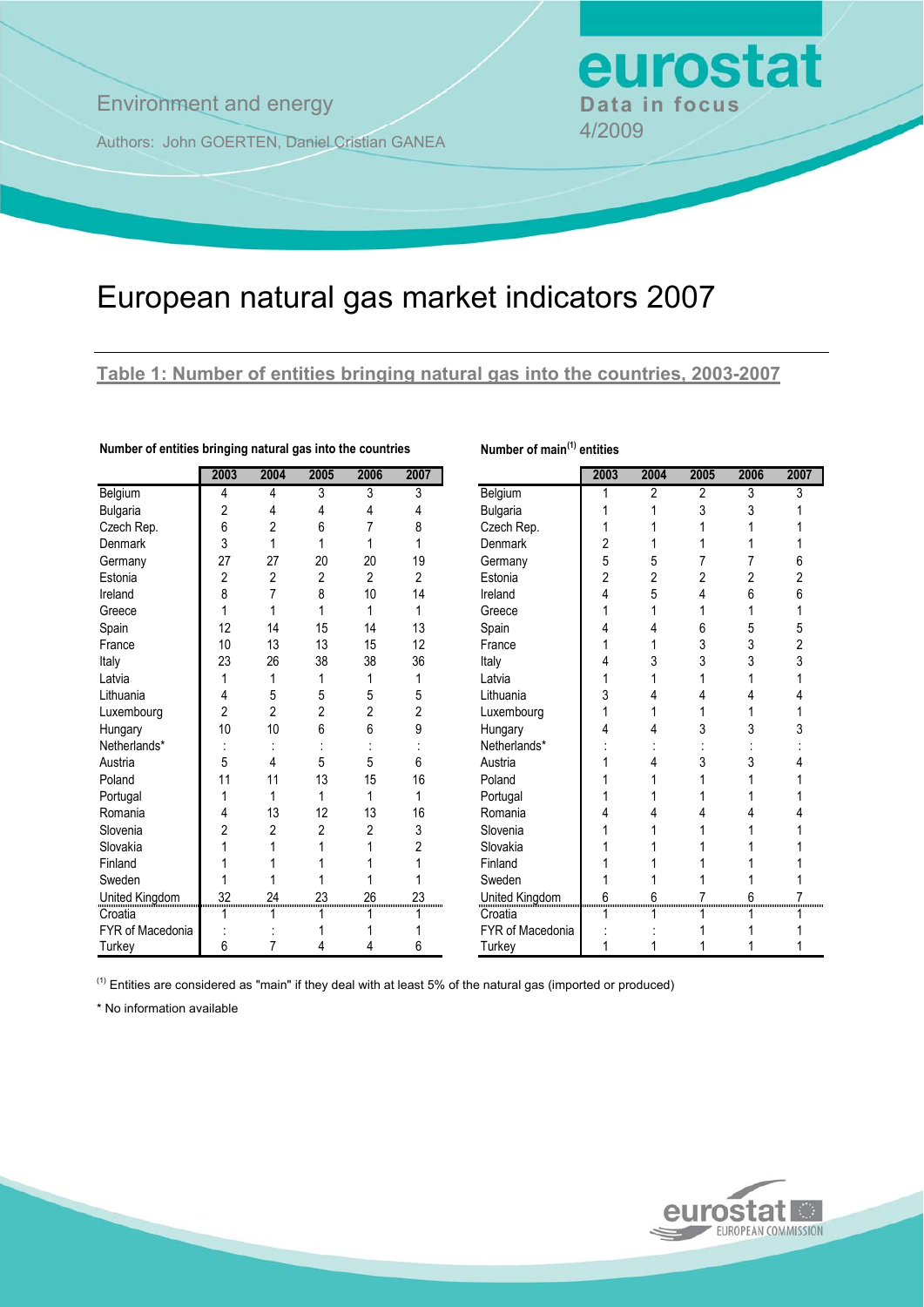Environment and energy

Authors: John GOERTEN, Daniel Cristian GANEA

eurostat
Data in focus
4/2009

# European natural gas market indicators 2007

## Table 1: Number of entities bringing natural gas into the countries, 2003-2007

**Number of entities bringing natural gas into the countries**

| | 2003 | 2004 | 2005 | 2006 | 2007 |
|---|---|---|---|---|---|
| Belgium | 4 | 4 | 3 | 3 | 3 |
| Bulgaria | 2 | 4 | 4 | 4 | 4 |
| Czech Rep. | 6 | 2 | 6 | 7 | 8 |
| Denmark | 3 | 1 | 1 | 1 | 1 |
| Germany | 27 | 27 | 20 | 20 | 19 |
| Estonia | 2 | 2 | 2 | 2 | 2 |
| Ireland | 8 | 7 | 8 | 10 | 14 |
| Greece | 1 | 1 | 1 | 1 | 1 |
| Spain | 12 | 14 | 15 | 14 | 13 |
| France | 10 | 13 | 13 | 15 | 12 |
| Italy | 23 | 26 | 38 | 38 | 36 |
| Latvia | 1 | 1 | 1 | 1 | 1 |
| Lithuania | 4 | 5 | 5 | 5 | 5 |
| Luxembourg | 2 | 2 | 2 | 2 | 2 |
| Hungary | 10 | 10 | 6 | 6 | 9 |
| Netherlands* | : | : | : | : | : |
| Austria | 5 | 4 | 5 | 5 | 6 |
| Poland | 11 | 11 | 13 | 15 | 16 |
| Portugal | 1 | 1 | 1 | 1 | 1 |
| Romania | 4 | 13 | 12 | 13 | 16 |
| Slovenia | 2 | 2 | 2 | 2 | 3 |
| Slovakia | 1 | 1 | 1 | 1 | 2 |
| Finland | 1 | 1 | 1 | 1 | 1 |
| Sweden | 1 | 1 | 1 | 1 | 1 |
| United Kingdom | 32 | 24 | 23 | 26 | 23 |
| Croatia | 1 | 1 | 1 | 1 | 1 |
| FYR of Macedonia | : | : | 1 | 1 | 1 |
| Turkey | 6 | 7 | 4 | 4 | 6 |

**Number of main[1] entities**

| | 2003 | 2004 | 2005 | 2006 | 2007 |
|---|---|---|---|---|---|
| Belgium | 1 | 2 | 2 | 3 | 3 |
| Bulgaria | 1 | 1 | 3 | 3 | 1 |
| Czech Rep. | 1 | 1 | 1 | 1 | 1 |
| Denmark | 2 | 1 | 1 | 1 | 1 |
| Germany | 5 | 5 | 7 | 7 | 6 |
| Estonia | 2 | 2 | 2 | 2 | 2 |
| Ireland | 4 | 5 | 4 | 6 | 6 |
| Greece | 1 | 1 | 1 | 1 | 1 |
| Spain | 4 | 4 | 6 | 5 | 5 |
| France | 1 | 1 | 3 | 3 | 2 |
| Italy | 4 | 3 | 3 | 3 | 3 |
| Latvia | 1 | 1 | 1 | 1 | 1 |
| Lithuania | 3 | 4 | 4 | 4 | 4 |
| Luxembourg | 1 | 1 | 1 | 1 | 1 |
| Hungary | 4 | 4 | 3 | 3 | 3 |
| Netherlands* | : | : | : | : | : |
| Austria | 1 | 4 | 3 | 3 | 4 |
| Poland | 1 | 1 | 1 | 1 | 1 |
| Portugal | 1 | 1 | 1 | 1 | 1 |
| Romania | 4 | 4 | 4 | 4 | 4 |
| Slovenia | 1 | 1 | 1 | 1 | 1 |
| Slovakia | 1 | 1 | 1 | 1 | 1 |
| Finland | 1 | 1 | 1 | 1 | 1 |
| Sweden | 1 | 1 | 1 | 1 | 1 |
| United Kingdom | 6 | 6 | 7 | 6 | 7 |
| Croatia | 1 | 1 | 1 | 1 | 1 |
| FYR of Macedonia | : | : | 1 | 1 | 1 |
| Turkey | 1 | 1 | 1 | 1 | 1 |

(1) Entities are considered as "main" if they deal with at least 5% of the natural gas (imported or produced)

* No information available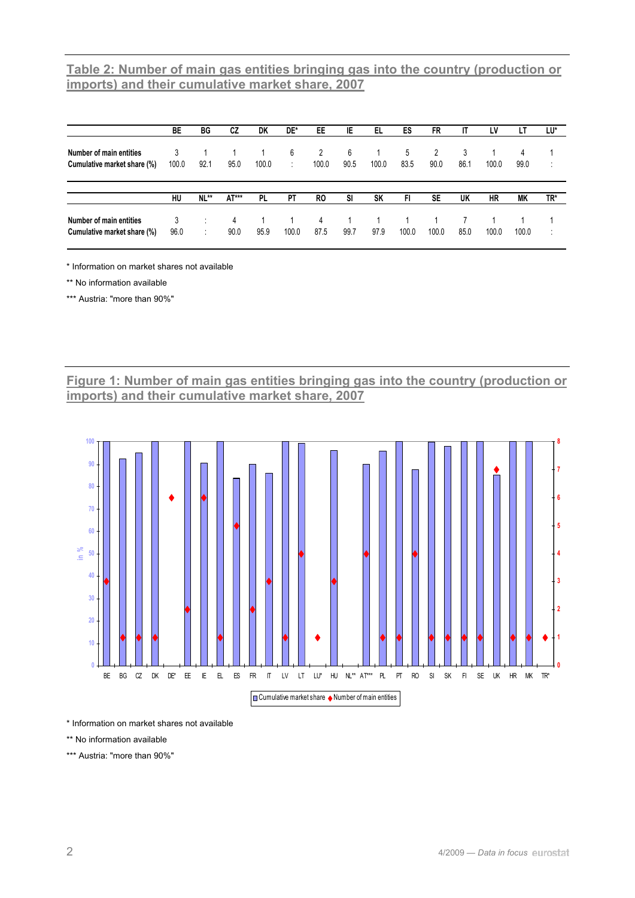## Table 2: Number of main gas entities bringing gas into the country (production or imports) and their cumulative market share, 2007

| | BE | BG | CZ | DK | DE* | EE | IE | EL | ES | FR | IT | LV | LT | LU* |
|---|---|---|---|---|---|---|---|---|---|---|---|---|---|---|
| Number of main entities | 3 | 1 | 1 | 1 | 6 | 2 | 6 | 1 | 5 | 2 | 3 | 1 | 4 | 1 |
| Cumulative market share (%) | 100.0 | 92.1 | 95.0 | 100.0 | : | 100.0 | 90.5 | 100.0 | 83.5 | 90.0 | 86.1 | 100.0 | 99.0 | : |

| | HU | NL** | AT*** | PL | PT | RO | SI | SK | FI | SE | UK | HR | MK | TR* |
|---|---|---|---|---|---|---|---|---|---|---|---|---|---|---|
| Number of main entities | 3 | : | 4 | 1 | 1 | 4 | 1 | 1 | 1 | 1 | 7 | 1 | 1 | 1 |
| Cumulative market share (%) | 96.0 | : | 90.0 | 95.9 | 100.0 | 87.5 | 99.7 | 97.9 | 100.0 | 100.0 | 85.0 | 100.0 | 100.0 | : |

\* Information on market shares not available

\*\* No information available

\*\*\* Austria: "more than 90%"

## Figure 1: Number of main gas entities bringing gas into the country (production or imports) and their cumulative market share, 2007

\* Information on market shares not available

\*\* No information available

\*\*\* Austria: "more than 90%"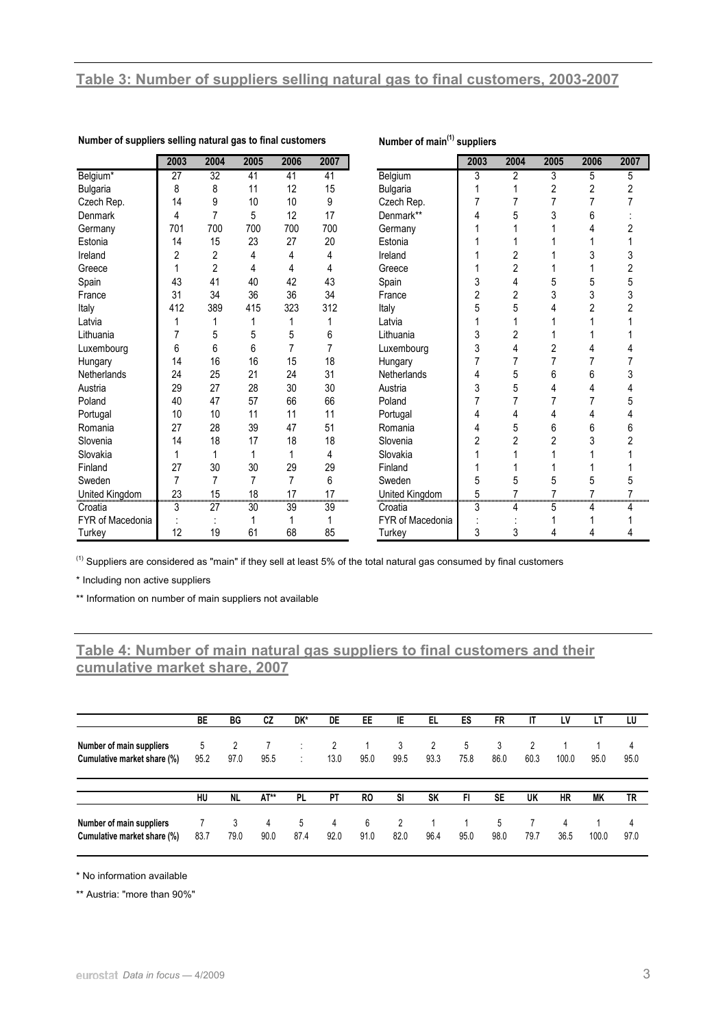## Table 3: Number of suppliers selling natural gas to final customers, 2003-2007

**Number of suppliers selling natural gas to final customers**

| | 2003 | 2004 | 2005 | 2006 | 2007 |
|---|---|---|---|---|---|
| Belgium* | 27 | 32 | 41 | 41 | 41 |
| Bulgaria | 8 | 8 | 11 | 12 | 15 |
| Czech Rep. | 14 | 9 | 10 | 10 | 9 |
| Denmark | 4 | 7 | 5 | 12 | 17 |
| Germany | 701 | 700 | 700 | 700 | 700 |
| Estonia | 14 | 15 | 23 | 27 | 20 |
| Ireland | 2 | 2 | 4 | 4 | 4 |
| Greece | 1 | 2 | 4 | 4 | 4 |
| Spain | 43 | 41 | 40 | 42 | 43 |
| France | 31 | 34 | 36 | 36 | 34 |
| Italy | 412 | 389 | 415 | 323 | 312 |
| Latvia | 1 | 1 | 1 | 1 | 1 |
| Lithuania | 7 | 5 | 5 | 5 | 6 |
| Luxembourg | 6 | 6 | 6 | 7 | 7 |
| Hungary | 14 | 16 | 16 | 15 | 18 |
| Netherlands | 24 | 25 | 21 | 24 | 31 |
| Austria | 29 | 27 | 28 | 30 | 30 |
| Poland | 40 | 47 | 57 | 66 | 66 |
| Portugal | 10 | 10 | 11 | 11 | 11 |
| Romania | 27 | 28 | 39 | 47 | 51 |
| Slovenia | 14 | 18 | 17 | 18 | 18 |
| Slovakia | 1 | 1 | 1 | 1 | 4 |
| Finland | 27 | 30 | 30 | 29 | 29 |
| Sweden | 7 | 7 | 7 | 7 | 6 |
| United Kingdom | 23 | 15 | 18 | 17 | 17 |
| Croatia | 3 | 27 | 30 | 39 | 39 |
| FYR of Macedonia | : | : | 1 | 1 | 1 |
| Turkey | 12 | 19 | 61 | 68 | 85 |

**Number of main[(1)] suppliers**

| | 2003 | 2004 | 2005 | 2006 | 2007 |
|---|---|---|---|---|---|
| Belgium | 3 | 2 | 3 | 5 | 5 |
| Bulgaria | 1 | 1 | 2 | 2 | 2 |
| Czech Rep. | 7 | 7 | 7 | 7 | 7 |
| Denmark** | 4 | 5 | 3 | 6 | : |
| Germany | 1 | 1 | 1 | 4 | 2 |
| Estonia | 1 | 1 | 1 | 1 | 1 |
| Ireland | 1 | 2 | 1 | 3 | 3 |
| Greece | 1 | 2 | 1 | 1 | 2 |
| Spain | 3 | 4 | 5 | 5 | 5 |
| France | 2 | 2 | 3 | 3 | 3 |
| Italy | 5 | 5 | 4 | 2 | 2 |
| Latvia | 1 | 1 | 1 | 1 | 1 |
| Lithuania | 3 | 2 | 1 | 1 | 1 |
| Luxembourg | 3 | 4 | 2 | 4 | 4 |
| Hungary | 7 | 7 | 7 | 7 | 7 |
| Netherlands | 4 | 5 | 6 | 6 | 3 |
| Austria | 3 | 5 | 4 | 4 | 4 |
| Poland | 7 | 7 | 7 | 7 | 5 |
| Portugal | 4 | 4 | 4 | 4 | 4 |
| Romania | 4 | 5 | 6 | 6 | 6 |
| Slovenia | 2 | 2 | 2 | 3 | 2 |
| Slovakia | 1 | 1 | 1 | 1 | 1 |
| Finland | 1 | 1 | 1 | 1 | 1 |
| Sweden | 5 | 5 | 5 | 5 | 5 |
| United Kingdom | 5 | 7 | 7 | 7 | 7 |
| Croatia | 3 | 4 | 5 | 4 | 4 |
| FYR of Macedonia | : | : | 1 | 1 | 1 |
| Turkey | 3 | 3 | 4 | 4 | 4 |

(1) Suppliers are considered as "main" if they sell at least 5% of the total natural gas consumed by final customers

\* Including non active suppliers

\** Information on number of main suppliers not available

## Table 4: Number of main natural gas suppliers to final customers and their cumulative market share, 2007

| | BE | BG | CZ | DK* | DE | EE | IE | EL | ES | FR | IT | LV | LT | LU |
|---|---|---|---|---|---|---|---|---|---|---|---|---|---|---|
| Number of main suppliers | 5 | 2 | 7 | : | 2 | 1 | 3 | 2 | 5 | 3 | 2 | 1 | 1 | 4 |
| Cumulative market share (%) | 95.2 | 97.0 | 95.5 | : | 13.0 | 95.0 | 99.5 | 93.3 | 75.8 | 86.0 | 60.3 | 100.0 | 95.0 | 95.0 |

| | HU | NL | AT** | PL | PT | RO | SI | SK | FI | SE | UK | HR | MK | TR |
|---|---|---|---|---|---|---|---|---|---|---|---|---|---|---|
| Number of main suppliers | 7 | 3 | 4 | 5 | 4 | 6 | 2 | 1 | 1 | 5 | 7 | 4 | 1 | 4 |
| Cumulative market share (%) | 83.7 | 79.0 | 90.0 | 87.4 | 92.0 | 91.0 | 82.0 | 96.4 | 95.0 | 98.0 | 79.7 | 36.5 | 100.0 | 97.0 |

\* No information available

\** Austria: "more than 90%"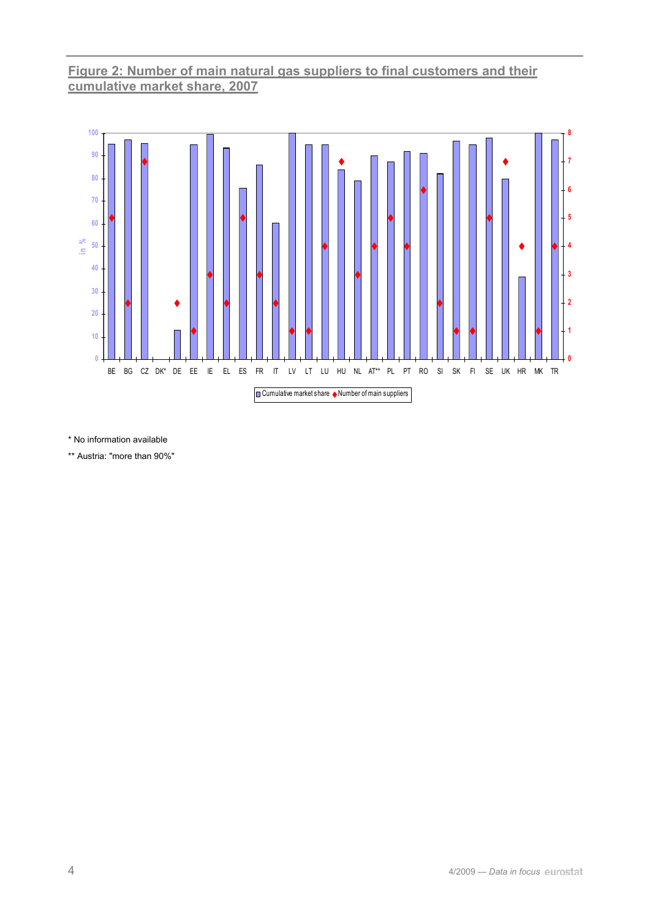## Figure 2: Number of main natural gas suppliers to final customers and their cumulative market share, 2007

\* No information available

\*\* Austria: "more than 90%"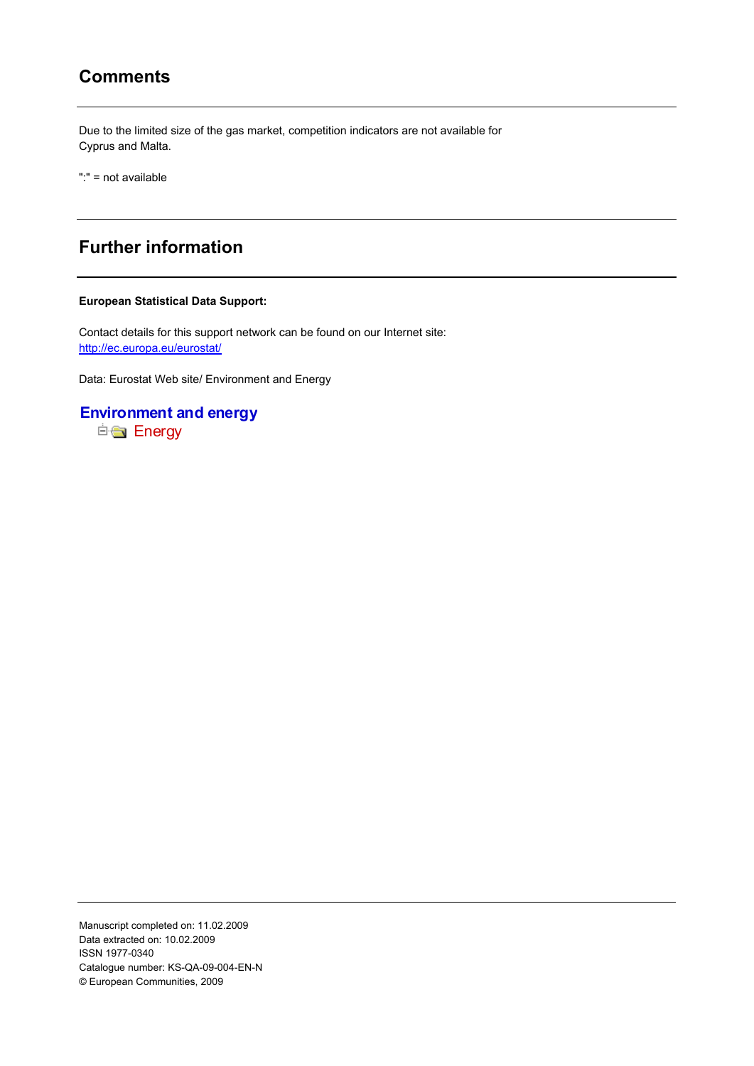## Comments

Due to the limited size of the gas market, competition indicators are not available for Cyprus and Malta.

":" = not available

## Further information

**European Statistical Data Support:**

Contact details for this support network can be found on our Internet site: [http://ec.europa.eu/eurostat/](http://ec.europa.eu/eurostat/)

Data: Eurostat Web site/ Environment and Energy

**Environment and energy**

- Energy

Manuscript completed on: 11.02.2009
Data extracted on: 10.02.2009
ISSN 1977-0340
Catalogue number: KS-QA-09-004-EN-N
© European Communities, 2009